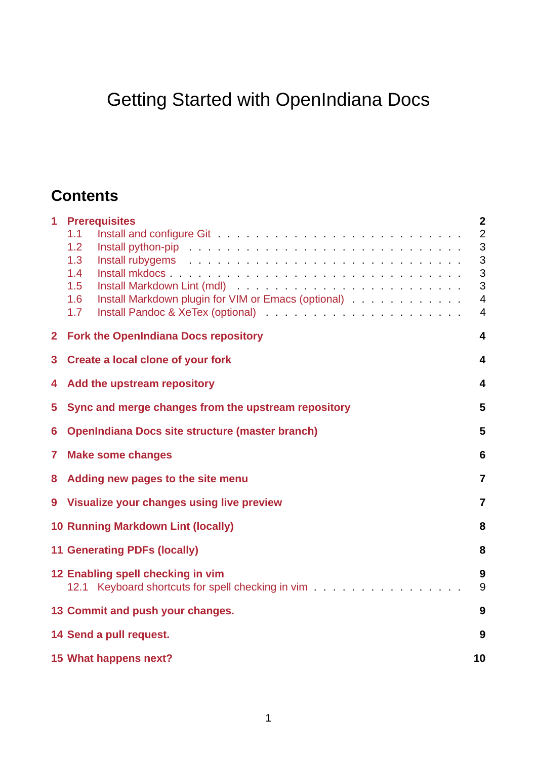# Getting Started with OpenIndiana Docs

## Contents

- 1 Prerequisites — 2
  - 1.1 Install and configure Git — 2
  - 1.2 Install python-pip — 3
  - 1.3 Install rubygems — 3
  - 1.4 Install mkdocs — 3
  - 1.5 Install Markdown Lint (mdl) — 3
  - 1.6 Install Markdown plugin for VIM or Emacs (optional) — 4
  - 1.7 Install Pandoc & XeTex (optional) — 4
- 2 Fork the OpenIndiana Docs repository — 4
- 3 Create a local clone of your fork — 4
- 4 Add the upstream repository — 4
- 5 Sync and merge changes from the upstream repository — 5
- 6 OpenIndiana Docs site structure (master branch) — 5
- 7 Make some changes — 6
- 8 Adding new pages to the site menu — 7
- 9 Visualize your changes using live preview — 7
- 10 Running Markdown Lint (locally) — 8
- 11 Generating PDFs (locally) — 8
- 12 Enabling spell checking in vim — 9
  - 12.1 Keyboard shortcuts for spell checking in vim — 9
- 13 Commit and push your changes. — 9
- 14 Send a pull request. — 9
- 15 What happens next? — 10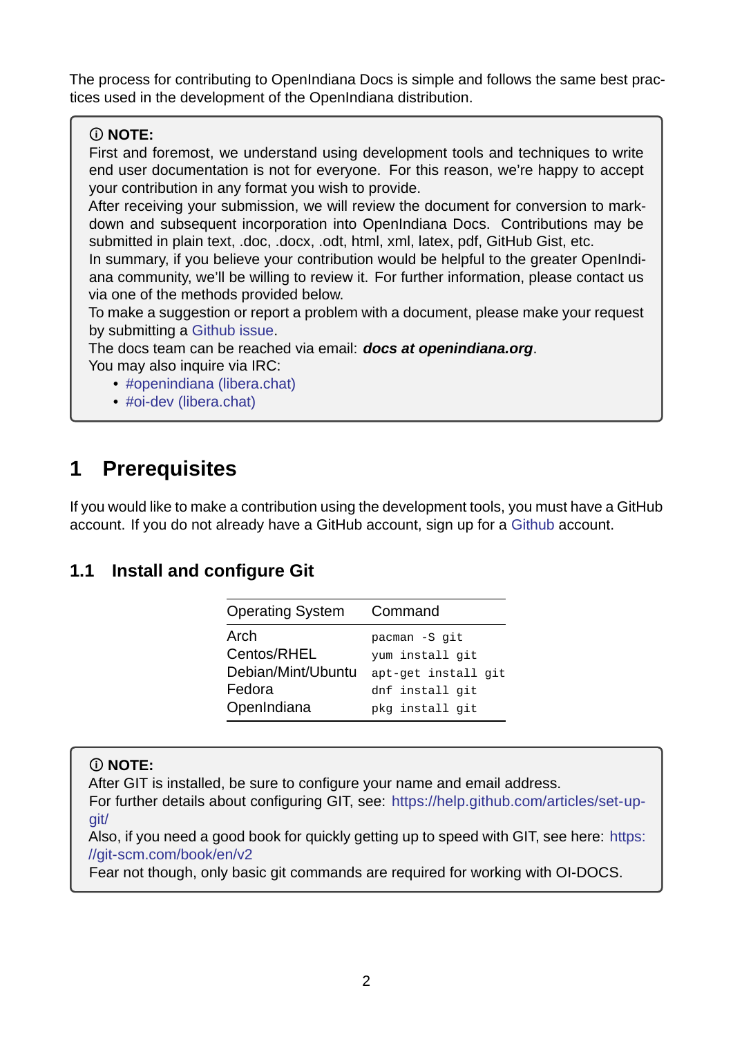The process for contributing to OpenIndiana Docs is simple and follows the same best practices used in the development of the OpenIndiana distribution.

> ⓘ **NOTE:**
> First and foremost, we understand using development tools and techniques to write end user documentation is not for everyone. For this reason, we're happy to accept your contribution in any format you wish to provide.
> After receiving your submission, we will review the document for conversion to markdown and subsequent incorporation into OpenIndiana Docs. Contributions may be submitted in plain text, .doc, .docx, .odt, html, xml, latex, pdf, GitHub Gist, etc.
> In summary, if you believe your contribution would be helpful to the greater OpenIndiana community, we'll be willing to review it. For further information, please contact us via one of the methods provided below.
> To make a suggestion or report a problem with a document, please make your request by submitting a Github issue.
> The docs team can be reached via email: ***docs at openindiana.org***.
> You may also inquire via IRC:
> - #openindiana (libera.chat)
> - #oi-dev (libera.chat)

# 1 Prerequisites

If you would like to make a contribution using the development tools, you must have a GitHub account. If you do not already have a GitHub account, sign up for a Github account.

## 1.1 Install and configure Git

| Operating System | Command |
|---|---|
| Arch | `pacman -S git` |
| Centos/RHEL | `yum install git` |
| Debian/Mint/Ubuntu | `apt-get install git` |
| Fedora | `dnf install git` |
| OpenIndiana | `pkg install git` |

> ⓘ **NOTE:**
> After GIT is installed, be sure to configure your name and email address.
> For further details about configuring GIT, see: https://help.github.com/articles/set-up-git/
> Also, if you need a good book for quickly getting up to speed with GIT, see here: https://git-scm.com/book/en/v2
> Fear not though, only basic git commands are required for working with OI-DOCS.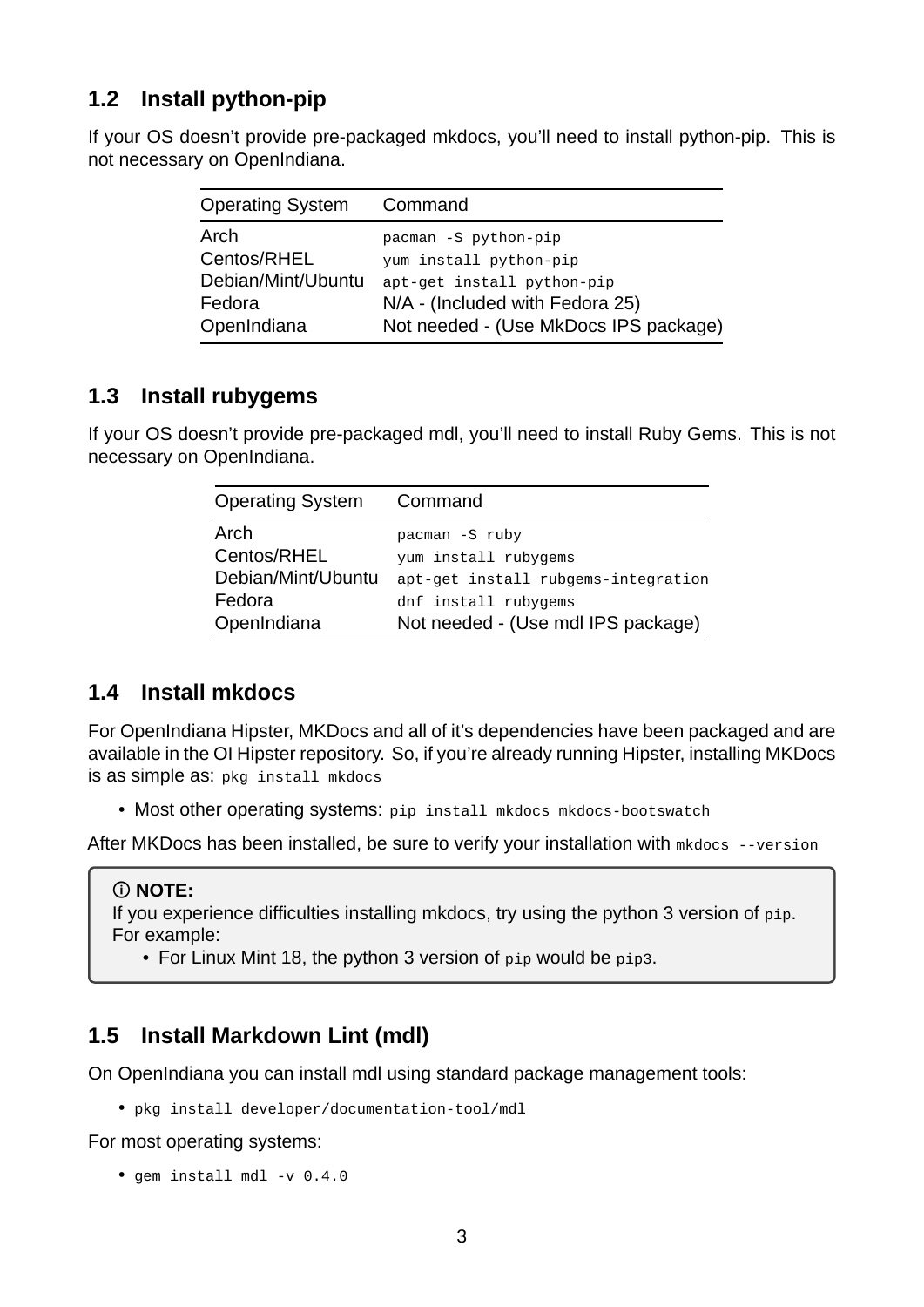## 1.2 Install python-pip

If your OS doesn't provide pre-packaged mkdocs, you'll need to install python-pip. This is not necessary on OpenIndiana.

| Operating System | Command |
|---|---|
| Arch | `pacman -S python-pip` |
| Centos/RHEL | `yum install python-pip` |
| Debian/Mint/Ubuntu | `apt-get install python-pip` |
| Fedora | N/A - (Included with Fedora 25) |
| OpenIndiana | Not needed - (Use MkDocs IPS package) |

## 1.3 Install rubygems

If your OS doesn't provide pre-packaged mdl, you'll need to install Ruby Gems. This is not necessary on OpenIndiana.

| Operating System | Command |
|---|---|
| Arch | `pacman -S ruby` |
| Centos/RHEL | `yum install rubygems` |
| Debian/Mint/Ubuntu | `apt-get install rubgems-integration` |
| Fedora | `dnf install rubygems` |
| OpenIndiana | Not needed - (Use mdl IPS package) |

## 1.4 Install mkdocs

For OpenIndiana Hipster, MKDocs and all of it's dependencies have been packaged and are available in the OI Hipster repository. So, if you're already running Hipster, installing MKDocs is as simple as: `pkg install mkdocs`

- Most other operating systems: `pip install mkdocs mkdocs-bootswatch`

After MKDocs has been installed, be sure to verify your installation with `mkdocs --version`

> ⓘ **NOTE:**
> If you experience difficulties installing mkdocs, try using the python 3 version of `pip`. For example:
> - For Linux Mint 18, the python 3 version of `pip` would be `pip3`.

## 1.5 Install Markdown Lint (mdl)

On OpenIndiana you can install mdl using standard package management tools:

- `pkg install developer/documentation-tool/mdl`

For most operating systems:

- `gem install mdl -v 0.4.0`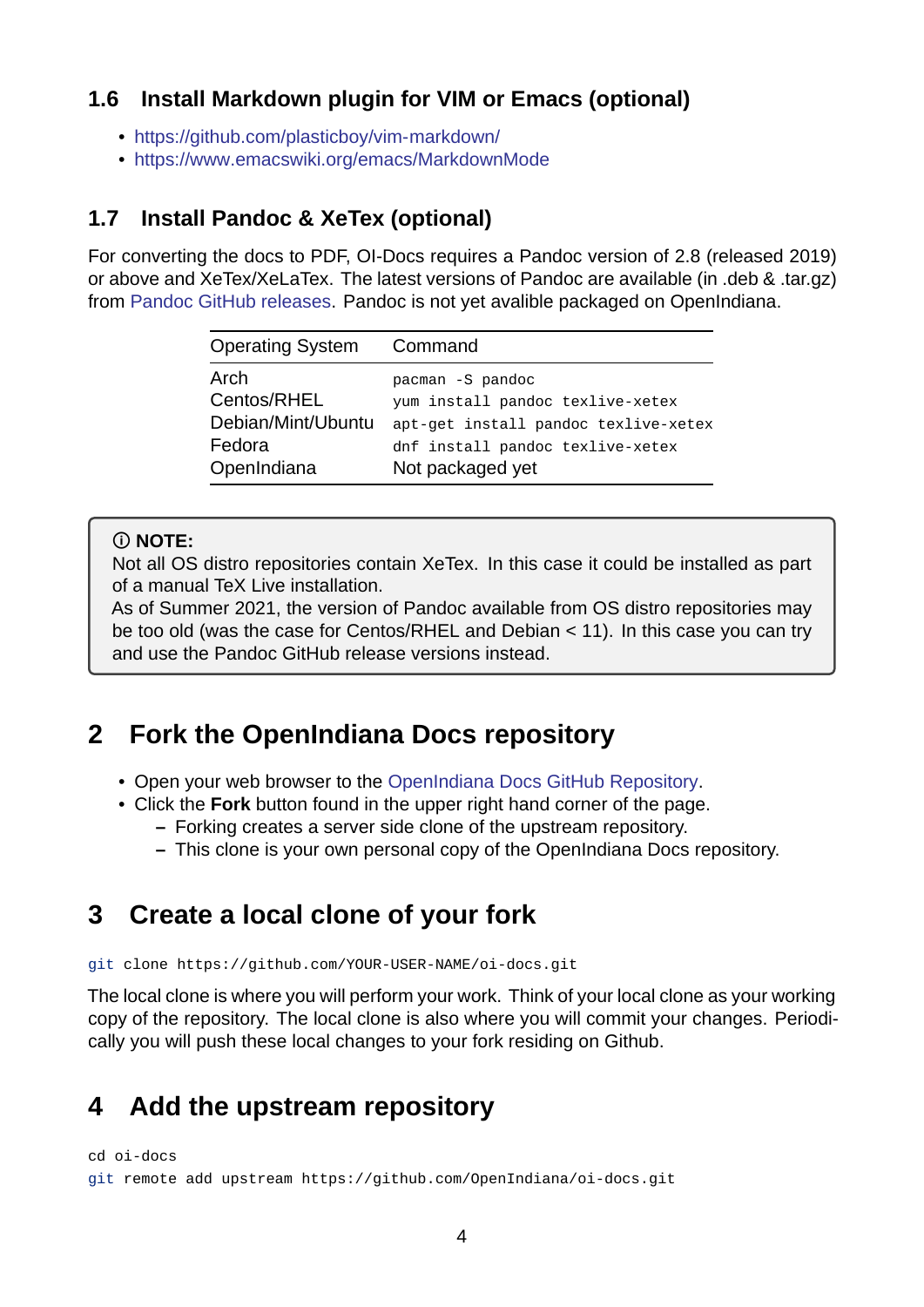### 1.6 Install Markdown plugin for VIM or Emacs (optional)

- https://github.com/plasticboy/vim-markdown/
- https://www.emacswiki.org/emacs/MarkdownMode

### 1.7 Install Pandoc & XeTex (optional)

For converting the docs to PDF, OI-Docs requires a Pandoc version of 2.8 (released 2019) or above and XeTex/XeLaTex. The latest versions of Pandoc are available (in .deb & .tar.gz) from Pandoc GitHub releases. Pandoc is not yet avalible packaged on OpenIndiana.

| Operating System | Command |
|---|---|
| Arch | `pacman -S pandoc` |
| Centos/RHEL | `yum install pandoc texlive-xetex` |
| Debian/Mint/Ubuntu | `apt-get install pandoc texlive-xetex` |
| Fedora | `dnf install pandoc texlive-xetex` |
| OpenIndiana | Not packaged yet |

> ⓘ **NOTE:**
> Not all OS distro repositories contain XeTex. In this case it could be installed as part of a manual TeX Live installation.
> As of Summer 2021, the version of Pandoc available from OS distro repositories may be too old (was the case for Centos/RHEL and Debian < 11). In this case you can try and use the Pandoc GitHub release versions instead.

## 2 Fork the OpenIndiana Docs repository

- Open your web browser to the OpenIndiana Docs GitHub Repository.
- Click the **Fork** button found in the upper right hand corner of the page.
  - Forking creates a server side clone of the upstream repository.
  - This clone is your own personal copy of the OpenIndiana Docs repository.

## 3 Create a local clone of your fork

```
git clone https://github.com/YOUR-USER-NAME/oi-docs.git
```

The local clone is where you will perform your work. Think of your local clone as your working copy of the repository. The local clone is also where you will commit your changes. Periodically you will push these local changes to your fork residing on Github.

## 4 Add the upstream repository

```
cd oi-docs
git remote add upstream https://github.com/OpenIndiana/oi-docs.git
```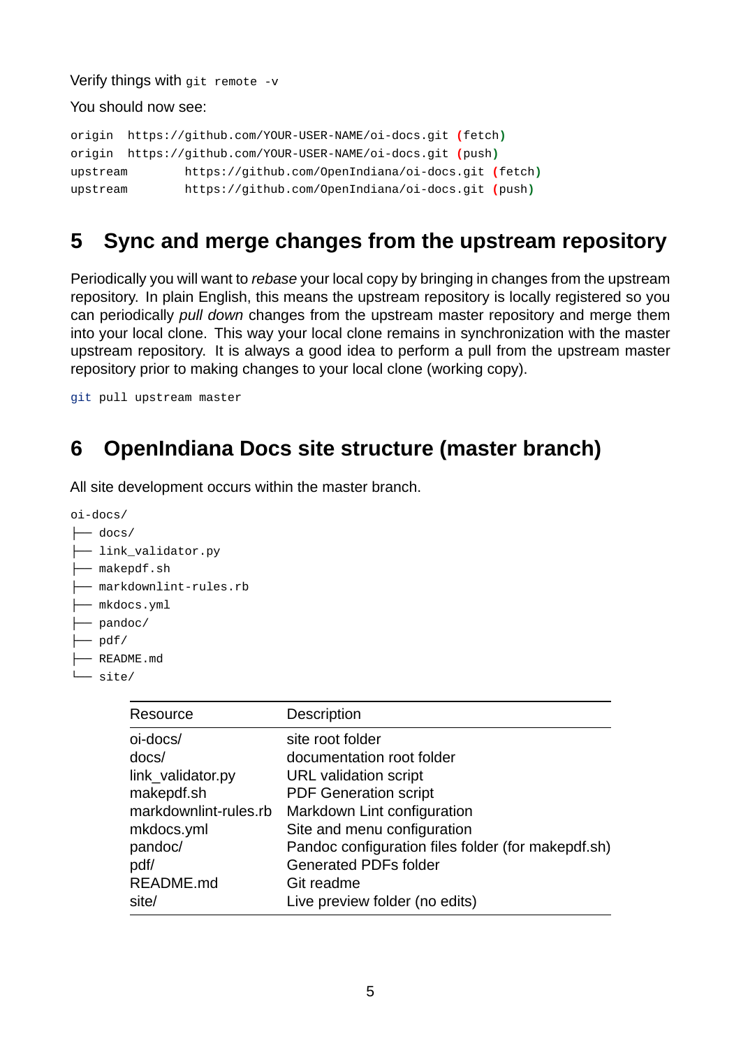Verify things with `git remote -v`

You should now see:

```
origin  https://github.com/YOUR-USER-NAME/oi-docs.git (fetch)
origin  https://github.com/YOUR-USER-NAME/oi-docs.git (push)
upstream        https://github.com/OpenIndiana/oi-docs.git (fetch)
upstream        https://github.com/OpenIndiana/oi-docs.git (push)
```

## 5 Sync and merge changes from the upstream repository

Periodically you will want to *rebase* your local copy by bringing in changes from the upstream repository. In plain English, this means the upstream repository is locally registered so you can periodically *pull down* changes from the upstream master repository and merge them into your local clone. This way your local clone remains in synchronization with the master upstream repository. It is always a good idea to perform a pull from the upstream master repository prior to making changes to your local clone (working copy).

```
git pull upstream master
```

## 6 OpenIndiana Docs site structure (master branch)

All site development occurs within the master branch.

```
oi-docs/
├── docs/
├── link_validator.py
├── makepdf.sh
├── markdownlint-rules.rb
├── mkdocs.yml
├── pandoc/
├── pdf/
├── README.md
└── site/
```

| Resource | Description |
|---|---|
| oi-docs/ | site root folder |
| docs/ | documentation root folder |
| link_validator.py | URL validation script |
| makepdf.sh | PDF Generation script |
| markdownlint-rules.rb | Markdown Lint configuration |
| mkdocs.yml | Site and menu configuration |
| pandoc/ | Pandoc configuration files folder (for makepdf.sh) |
| pdf/ | Generated PDFs folder |
| README.md | Git readme |
| site/ | Live preview folder (no edits) |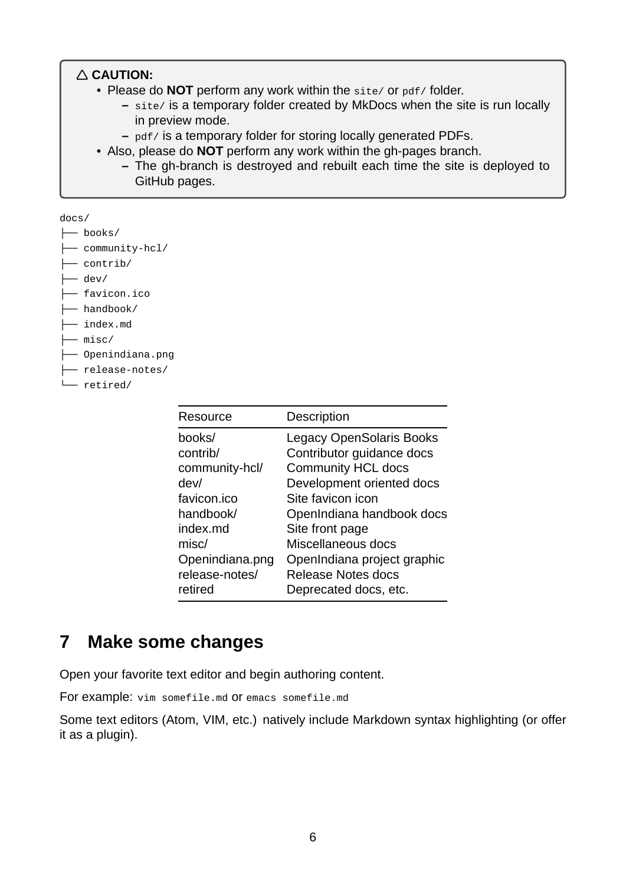> △ **CAUTION:**
>
> - Please do **NOT** perform any work within the `site/` or `pdf/` folder.
>     - `site/` is a temporary folder created by MkDocs when the site is run locally in preview mode.
>     - `pdf/` is a temporary folder for storing locally generated PDFs.
> - Also, please do **NOT** perform any work within the gh-pages branch.
>     - The gh-branch is destroyed and rebuilt each time the site is deployed to GitHub pages.

```
docs/
├── books/
├── community-hcl/
├── contrib/
├── dev/
├── favicon.ico
├── handbook/
├── index.md
├── misc/
├── Openindiana.png
├── release-notes/
└── retired/
```

| Resource | Description |
|---|---|
| books/ | Legacy OpenSolaris Books |
| contrib/ | Contributor guidance docs |
| community-hcl/ | Community HCL docs |
| dev/ | Development oriented docs |
| favicon.ico | Site favicon icon |
| handbook/ | OpenIndiana handbook docs |
| index.md | Site front page |
| misc/ | Miscellaneous docs |
| Openindiana.png | OpenIndiana project graphic |
| release-notes/ | Release Notes docs |
| retired | Deprecated docs, etc. |

# 7 Make some changes

Open your favorite text editor and begin authoring content.

For example: `vim somefile.md` or `emacs somefile.md`

Some text editors (Atom, VIM, etc.) natively include Markdown syntax highlighting (or offer it as a plugin).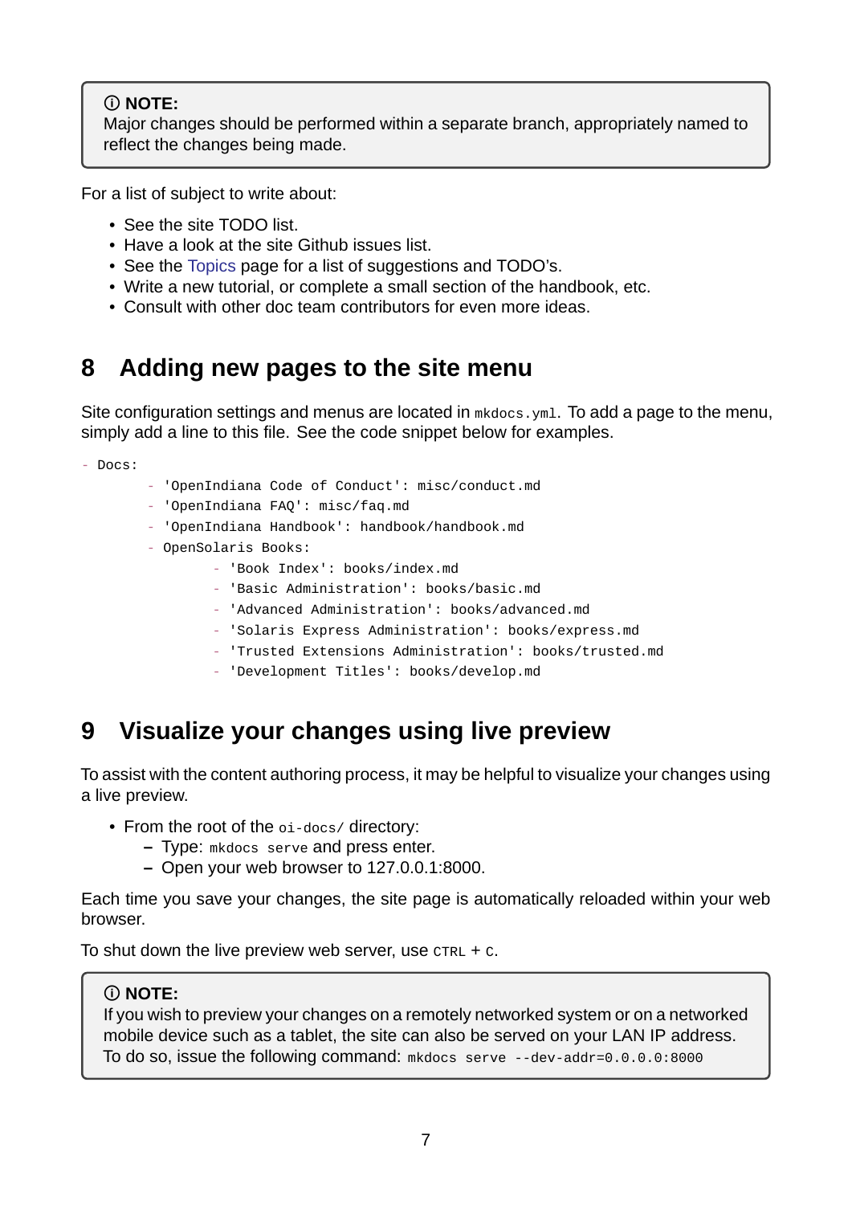> ⓘ **NOTE:**
> Major changes should be performed within a separate branch, appropriately named to reflect the changes being made.

For a list of subject to write about:

- See the site TODO list.
- Have a look at the site Github issues list.
- See the Topics page for a list of suggestions and TODO's.
- Write a new tutorial, or complete a small section of the handbook, etc.
- Consult with other doc team contributors for even more ideas.

## 8 Adding new pages to the site menu

Site configuration settings and menus are located in `mkdocs.yml`. To add a page to the menu, simply add a line to this file. See the code snippet below for examples.

```
- Docs:
        - 'OpenIndiana Code of Conduct': misc/conduct.md
        - 'OpenIndiana FAQ': misc/faq.md
        - 'OpenIndiana Handbook': handbook/handbook.md
        - OpenSolaris Books:
                - 'Book Index': books/index.md
                - 'Basic Administration': books/basic.md
                - 'Advanced Administration': books/advanced.md
                - 'Solaris Express Administration': books/express.md
                - 'Trusted Extensions Administration': books/trusted.md
                - 'Development Titles': books/develop.md
```

## 9 Visualize your changes using live preview

To assist with the content authoring process, it may be helpful to visualize your changes using a live preview.

- From the root of the `oi-docs/` directory:
  - Type: `mkdocs serve` and press enter.
  - Open your web browser to 127.0.0.1:8000.

Each time you save your changes, the site page is automatically reloaded within your web browser.

To shut down the live preview web server, use `CTRL` + `C`.

> ⓘ **NOTE:**
> If you wish to preview your changes on a remotely networked system or on a networked mobile device such as a tablet, the site can also be served on your LAN IP address. To do so, issue the following command: `mkdocs serve --dev-addr=0.0.0.0:8000`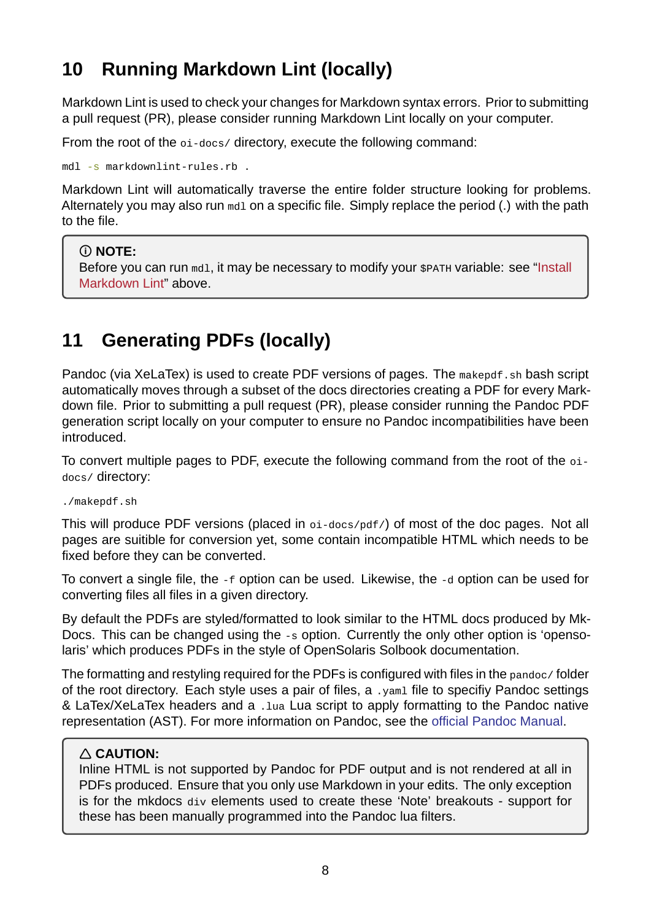## 10 Running Markdown Lint (locally)

Markdown Lint is used to check your changes for Markdown syntax errors. Prior to submitting a pull request (PR), please consider running Markdown Lint locally on your computer.

From the root of the `oi-docs/` directory, execute the following command:

```
mdl -s markdownlint-rules.rb .
```

Markdown Lint will automatically traverse the entire folder structure looking for problems. Alternately you may also run `mdl` on a specific file. Simply replace the period (.) with the path to the file.

> ⓘ **NOTE:**
> Before you can run `mdl`, it may be necessary to modify your `$PATH` variable: see "Install Markdown Lint" above.

## 11 Generating PDFs (locally)

Pandoc (via XeLaTex) is used to create PDF versions of pages. The `makepdf.sh` bash script automatically moves through a subset of the docs directories creating a PDF for every Markdown file. Prior to submitting a pull request (PR), please consider running the Pandoc PDF generation script locally on your computer to ensure no Pandoc incompatibilities have been introduced.

To convert multiple pages to PDF, execute the following command from the root of the `oi-docs/` directory:

```
./makepdf.sh
```

This will produce PDF versions (placed in `oi-docs/pdf/`) of most of the doc pages. Not all pages are suitible for conversion yet, some contain incompatible HTML which needs to be fixed before they can be converted.

To convert a single file, the `-f` option can be used. Likewise, the `-d` option can be used for converting files all files in a given directory.

By default the PDFs are styled/formatted to look similar to the HTML docs produced by MkDocs. This can be changed using the `-s` option. Currently the only other option is 'opensolaris' which produces PDFs in the style of OpenSolaris Solbook documentation.

The formatting and restyling required for the PDFs is configured with files in the `pandoc/` folder of the root directory. Each style uses a pair of files, a `.yaml` file to specifiy Pandoc settings & LaTex/XeLaTex headers and a `.lua` Lua script to apply formatting to the Pandoc native representation (AST). For more information on Pandoc, see the official Pandoc Manual.

> △ **CAUTION:**
> Inline HTML is not supported by Pandoc for PDF output and is not rendered at all in PDFs produced. Ensure that you only use Markdown in your edits. The only exception is for the mkdocs `div` elements used to create these 'Note' breakouts - support for these has been manually programmed into the Pandoc lua filters.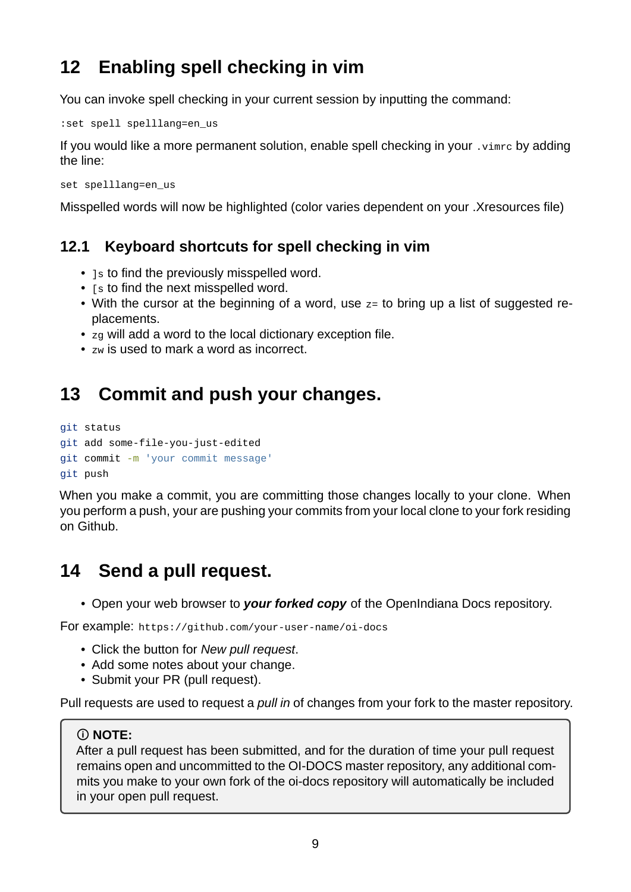# 12 Enabling spell checking in vim

You can invoke spell checking in your current session by inputting the command:

```
:set spell spelllang=en_us
```

If you would like a more permanent solution, enable spell checking in your `.vimrc` by adding the line:

```
set spelllang=en_us
```

Misspelled words will now be highlighted (color varies dependent on your .Xresources file)

## 12.1 Keyboard shortcuts for spell checking in vim

- `]s` to find the previously misspelled word.
- `[s` to find the next misspelled word.
- With the cursor at the beginning of a word, use `z=` to bring up a list of suggested replacements.
- `zg` will add a word to the local dictionary exception file.
- `zw` is used to mark a word as incorrect.

# 13 Commit and push your changes.

```
git status
git add some-file-you-just-edited
git commit -m 'your commit message'
git push
```

When you make a commit, you are committing those changes locally to your clone. When you perform a push, your are pushing your commits from your local clone to your fork residing on Github.

# 14 Send a pull request.

- Open your web browser to ***your forked copy*** of the OpenIndiana Docs repository.

For example: `https://github.com/your-user-name/oi-docs`

- Click the button for *New pull request*.
- Add some notes about your change.
- Submit your PR (pull request).

Pull requests are used to request a *pull in* of changes from your fork to the master repository.

> ⓘ **NOTE:**
> After a pull request has been submitted, and for the duration of time your pull request remains open and uncommitted to the OI-DOCS master repository, any additional commits you make to your own fork of the oi-docs repository will automatically be included in your open pull request.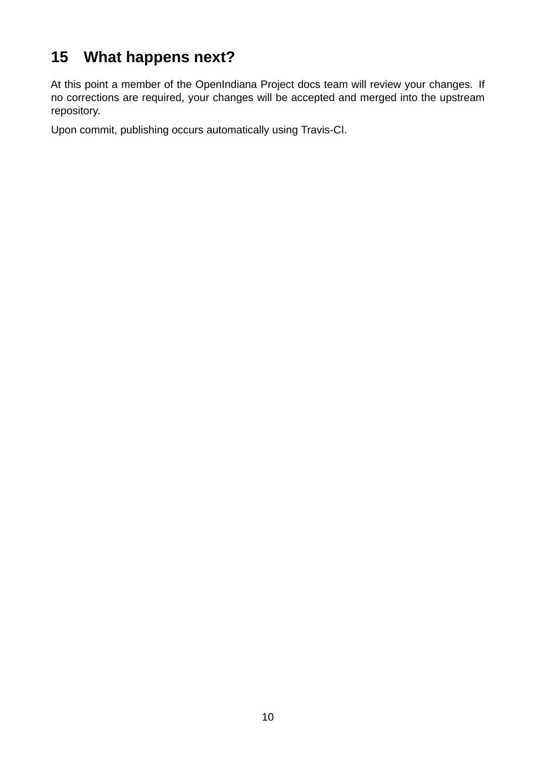## 15 What happens next?

At this point a member of the OpenIndiana Project docs team will review your changes. If no corrections are required, your changes will be accepted and merged into the upstream repository.

Upon commit, publishing occurs automatically using Travis-CI.